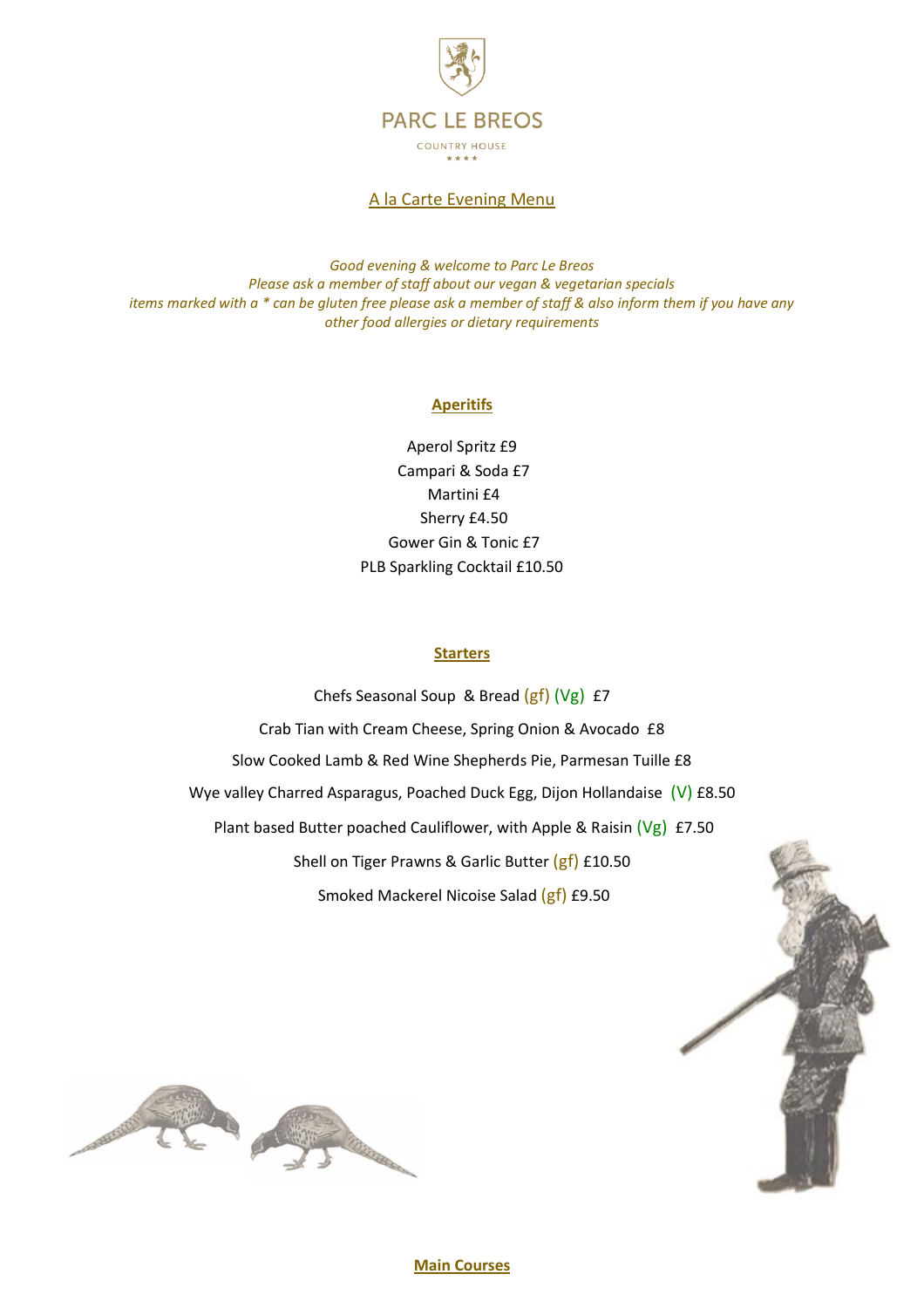# PARC LE BREOS

COUNTRY HOUSE

★★★★

## A la Carte Evening Menu

*Good evening & welcome to Parc Le Breos*
*Please ask a member of staff about our vegan & vegetarian specials*
*items marked with a * can be gluten free please ask a member of staff & also inform them if you have any other food allergies or dietary requirements*

### Aperitifs

Aperol Spritz £9
Campari & Soda £7
Martini £4
Sherry £4.50
Gower Gin & Tonic £7
PLB Sparkling Cocktail £10.50

### Starters

Chefs Seasonal Soup & Bread (gf) (Vg) £7

Crab Tian with Cream Cheese, Spring Onion & Avocado £8

Slow Cooked Lamb & Red Wine Shepherds Pie, Parmesan Tuille £8

Wye valley Charred Asparagus, Poached Duck Egg, Dijon Hollandaise (V) £8.50

Plant based Butter poached Cauliflower, with Apple & Raisin (Vg) £7.50

Shell on Tiger Prawns & Garlic Butter (gf) £10.50

Smoked Mackerel Nicoise Salad (gf) £9.50

### Main Courses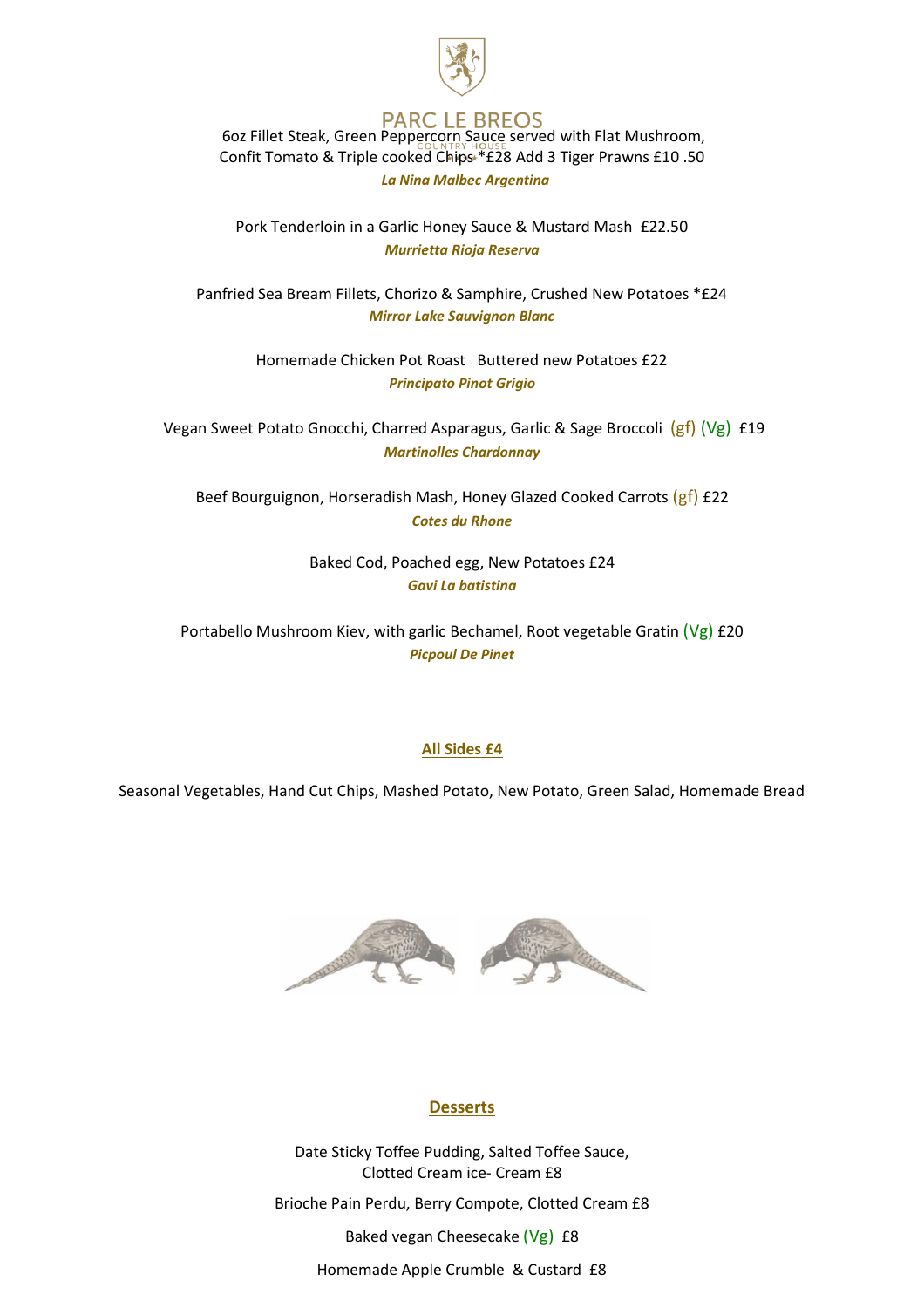PARC LE BREOS

COUNTRY HOUSE

6oz Fillet Steak, Green Peppercorn Sauce served with Flat Mushroom, Confit Tomato & Triple cooked Chips *£28 Add 3 Tiger Prawns £10 .50

***La Nina Malbec Argentina***

Pork Tenderloin in a Garlic Honey Sauce & Mustard Mash £22.50

***Murrietta Rioja Reserva***

Panfried Sea Bream Fillets, Chorizo & Samphire, Crushed New Potatoes *£24

***Mirror Lake Sauvignon Blanc***

Homemade Chicken Pot Roast Buttered new Potatoes £22

***Principato Pinot Grigio***

Vegan Sweet Potato Gnocchi, Charred Asparagus, Garlic & Sage Broccoli (gf) (Vg) £19

***Martinolles Chardonnay***

Beef Bourguignon, Horseradish Mash, Honey Glazed Cooked Carrots (gf) £22

***Cotes du Rhone***

Baked Cod, Poached egg, New Potatoes £24

***Gavi La batistina***

Portabello Mushroom Kiev, with garlic Bechamel, Root vegetable Gratin (Vg) £20

***Picpoul De Pinet***

**All Sides £4**

Seasonal Vegetables, Hand Cut Chips, Mashed Potato, New Potato, Green Salad, Homemade Bread

## Desserts

Date Sticky Toffee Pudding, Salted Toffee Sauce, Clotted Cream ice- Cream £8

Brioche Pain Perdu, Berry Compote, Clotted Cream £8

Baked vegan Cheesecake (Vg) £8

Homemade Apple Crumble & Custard £8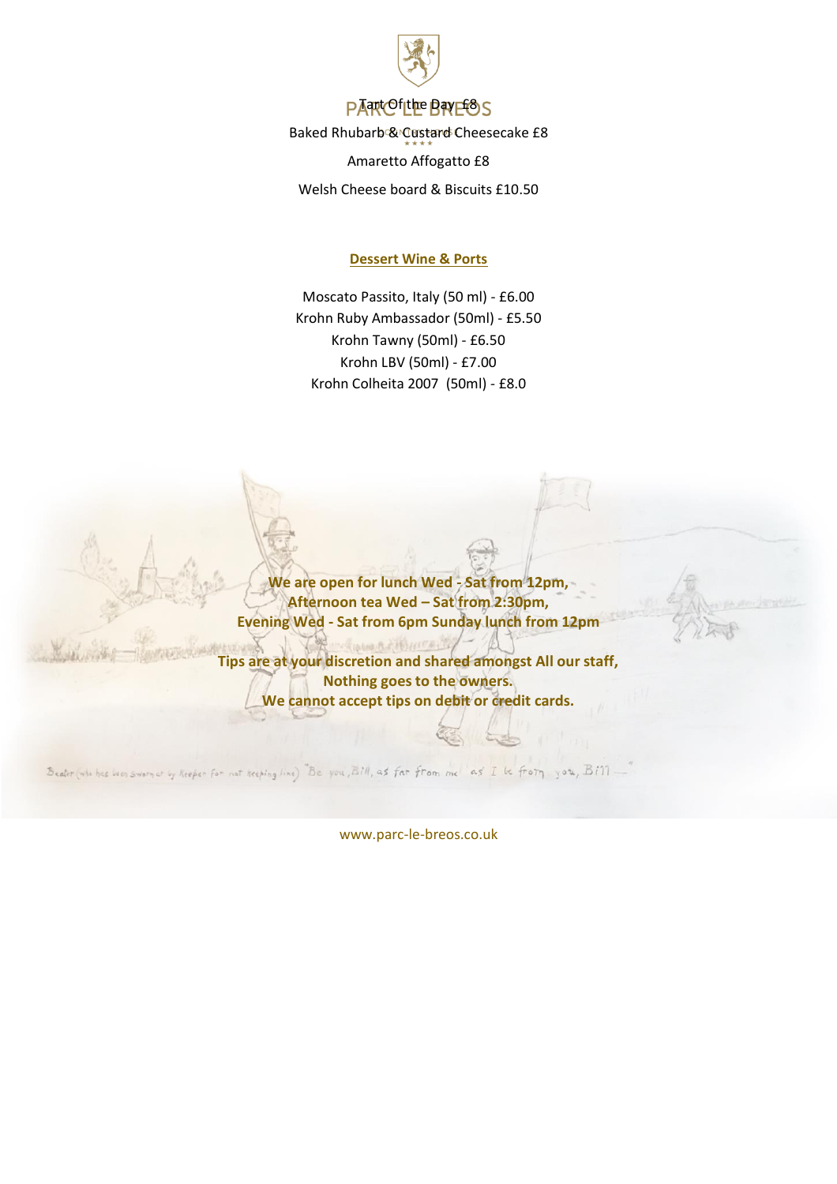Tart Of the Day £8

Baked Rhubarb & Custard Cheesecake £8

Amaretto Affogatto £8

Welsh Cheese board & Biscuits £10.50

## Dessert Wine & Ports

Moscato Passito, Italy (50 ml) - £6.00
Krohn Ruby Ambassador (50ml) - £5.50
Krohn Tawny (50ml) - £6.50
Krohn LBV (50ml) - £7.00
Krohn Colheita 2007 (50ml) - £8.0

**We are open for lunch Wed - Sat from 12pm,**
**Afternoon tea Wed – Sat from 2:30pm,**
**Evening Wed - Sat from 6pm Sunday lunch from 12pm**

**Tips are at your discretion and shared amongst All our staff,**
**Nothing goes to the owners.**
**We cannot accept tips on debit or credit cards.**

Beater (who has been sworn at by Keeper for not keeping line) "Be you, Bill, as far from me as I be from you, Bill —"

www.parc-le-breos.co.uk